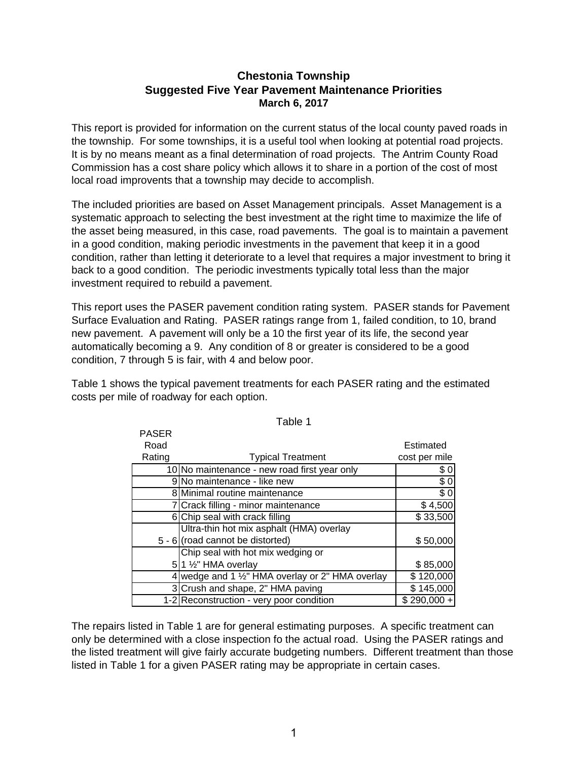# Chestonia Township
## Suggested Five Year Pavement Maintenance Priorities
### March 6, 2017

This report is provided for information on the current status of the local county paved roads in the township. For some townships, it is a useful tool when looking at potential road projects. It is by no means meant as a final determination of road projects. The Antrim County Road Commission has a cost share policy which allows it to share in a portion of the cost of most local road improvents that a township may decide to accomplish.

The included priorities are based on Asset Management principals. Asset Management is a systematic approach to selecting the best investment at the right time to maximize the life of the asset being measured, in this case, road pavements. The goal is to maintain a pavement in a good condition, making periodic investments in the pavement that keep it in a good condition, rather than letting it deteriorate to a level that requires a major investment to bring it back to a good condition. The periodic investments typically total less than the major investment required to rebuild a pavement.

This report uses the PASER pavement condition rating system. PASER stands for Pavement Surface Evaluation and Rating. PASER ratings range from 1, failed condition, to 10, brand new pavement. A pavement will only be a 10 the first year of its life, the second year automatically becoming a 9. Any condition of 8 or greater is considered to be a good condition, 7 through 5 is fair, with 4 and below poor.

Table 1 shows the typical pavement treatments for each PASER rating and the estimated costs per mile of roadway for each option.

Table 1

| PASER Road Rating | Typical Treatment | Estimated cost per mile |
|---|---|---|
| 10 | No maintenance - new road first year only | $ 0 |
| 9 | No maintenance - like new | $ 0 |
| 8 | Minimal routine maintenance | $ 0 |
| 7 | Crack filling - minor maintenance | $ 4,500 |
| 6 | Chip seal with crack filling | $ 33,500 |
| 5 - 6 | Ultra-thin hot mix asphalt (HMA) overlay (road cannot be distorted) | $ 50,000 |
| 5 | Chip seal with hot mix wedging or 1 ½" HMA overlay | $ 85,000 |
| 4 | wedge and 1 ½" HMA overlay or 2" HMA overlay | $ 120,000 |
| 3 | Crush and shape, 2" HMA paving | $ 145,000 |
| 1-2 | Reconstruction - very poor condition | $ 290,000 + |

The repairs listed in Table 1 are for general estimating purposes. A specific treatment can only be determined with a close inspection fo the actual road. Using the PASER ratings and the listed treatment will give fairly accurate budgeting numbers. Different treatment than those listed in Table 1 for a given PASER rating may be appropriate in certain cases.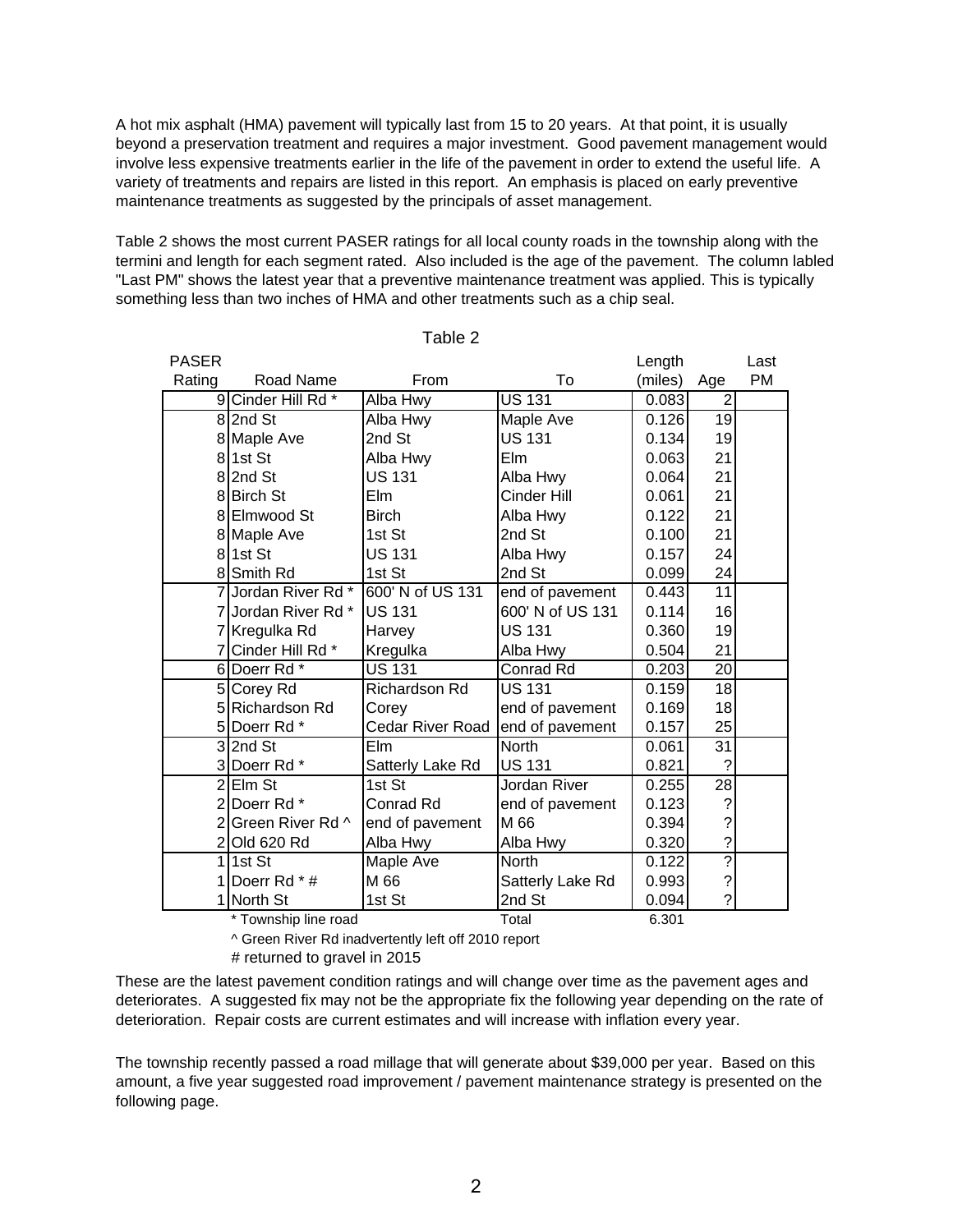A hot mix asphalt (HMA) pavement will typically last from 15 to 20 years. At that point, it is usually beyond a preservation treatment and requires a major investment. Good pavement management would involve less expensive treatments earlier in the life of the pavement in order to extend the useful life. A variety of treatments and repairs are listed in this report. An emphasis is placed on early preventive maintenance treatments as suggested by the principals of asset management.

Table 2 shows the most current PASER ratings for all local county roads in the township along with the termini and length for each segment rated. Also included is the age of the pavement. The column labled "Last PM" shows the latest year that a preventive maintenance treatment was applied. This is typically something less than two inches of HMA and other treatments such as a chip seal.

Table 2

| PASER Rating | Road Name | From | To | Length (miles) | Age | Last PM |
|---|---|---|---|---|---|---|
| 9 | Cinder Hill Rd * | Alba Hwy | US 131 | 0.083 | 2 | |
| 8 | 2nd St | Alba Hwy | Maple Ave | 0.126 | 19 | |
| 8 | Maple Ave | 2nd St | US 131 | 0.134 | 19 | |
| 8 | 1st St | Alba Hwy | Elm | 0.063 | 21 | |
| 8 | 2nd St | US 131 | Alba Hwy | 0.064 | 21 | |
| 8 | Birch St | Elm | Cinder Hill | 0.061 | 21 | |
| 8 | Elmwood St | Birch | Alba Hwy | 0.122 | 21 | |
| 8 | Maple Ave | 1st St | 2nd St | 0.100 | 21 | |
| 8 | 1st St | US 131 | Alba Hwy | 0.157 | 24 | |
| 8 | Smith Rd | 1st St | 2nd St | 0.099 | 24 | |
| 7 | Jordan River Rd * | 600' N of US 131 | end of pavement | 0.443 | 11 | |
| 7 | Jordan River Rd * | US 131 | 600' N of US 131 | 0.114 | 16 | |
| 7 | Kregulka Rd | Harvey | US 131 | 0.360 | 19 | |
| 7 | Cinder Hill Rd * | Kregulka | Alba Hwy | 0.504 | 21 | |
| 6 | Doerr Rd * | US 131 | Conrad Rd | 0.203 | 20 | |
| 5 | Corey Rd | Richardson Rd | US 131 | 0.159 | 18 | |
| 5 | Richardson Rd | Corey | end of pavement | 0.169 | 18 | |
| 5 | Doerr Rd * | Cedar River Road | end of pavement | 0.157 | 25 | |
| 3 | 2nd St | Elm | North | 0.061 | 31 | |
| 3 | Doerr Rd * | Satterly Lake Rd | US 131 | 0.821 | ? | |
| 2 | Elm St | 1st St | Jordan River | 0.255 | 28 | |
| 2 | Doerr Rd * | Conrad Rd | end of pavement | 0.123 | ? | |
| 2 | Green River Rd ^ | end of pavement | M 66 | 0.394 | ? | |
| 2 | Old 620 Rd | Alba Hwy | Alba Hwy | 0.320 | ? | |
| 1 | 1st St | Maple Ave | North | 0.122 | ? | |
| 1 | Doerr Rd * # | M 66 | Satterly Lake Rd | 0.993 | ? | |
| 1 | North St | 1st St | 2nd St | 0.094 | ? | |
| | * Township line road | | Total | 6.301 | | |

^ Green River Rd inadvertently left off 2010 report

# returned to gravel in 2015

These are the latest pavement condition ratings and will change over time as the pavement ages and deteriorates. A suggested fix may not be the appropriate fix the following year depending on the rate of deterioration. Repair costs are current estimates and will increase with inflation every year.

The township recently passed a road millage that will generate about $39,000 per year. Based on this amount, a five year suggested road improvement / pavement maintenance strategy is presented on the following page.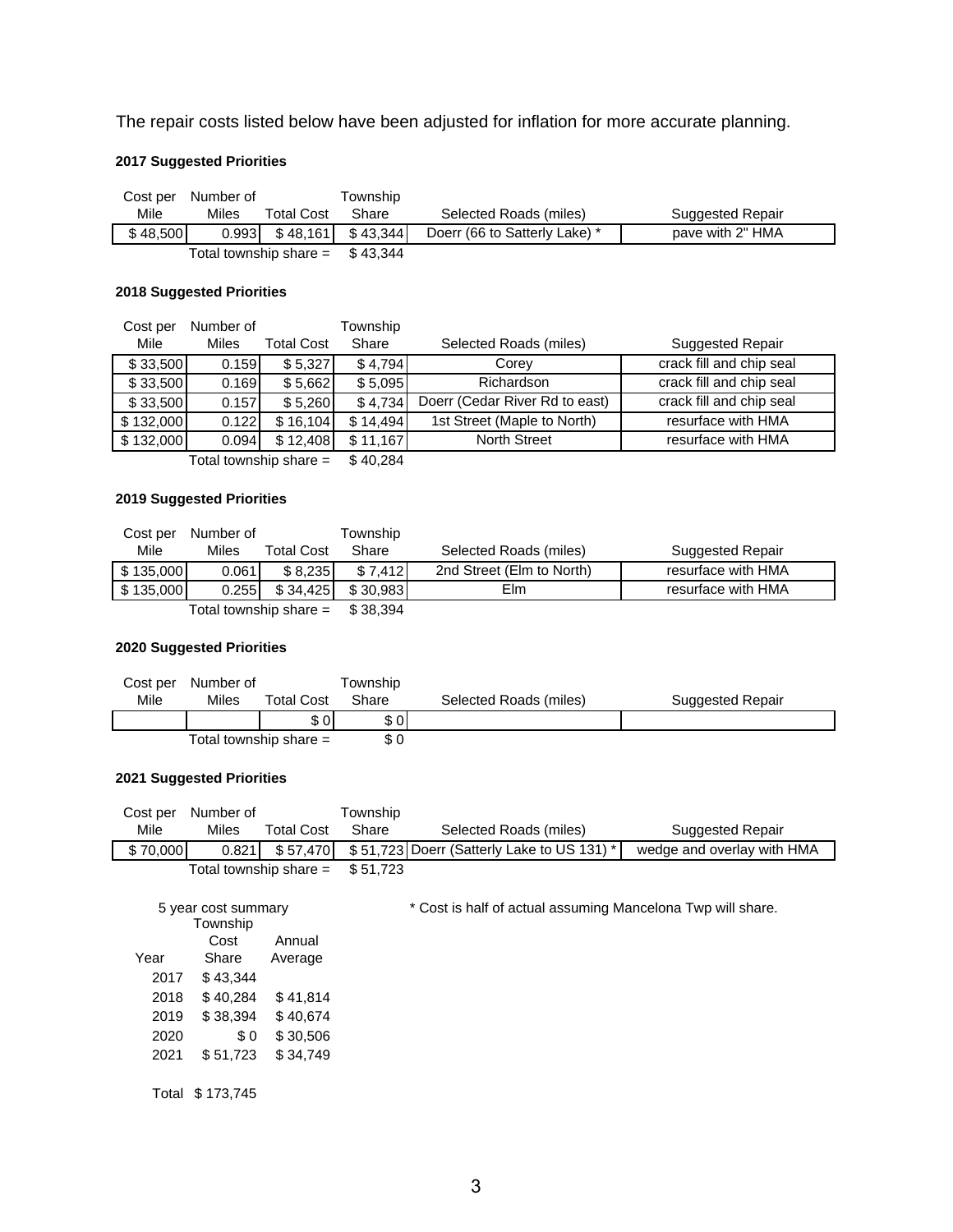The repair costs listed below have been adjusted for inflation for more accurate planning.

**2017 Suggested Priorities**

| Cost per Mile | Number of Miles | Total Cost | Township Share | Selected Roads (miles) | Suggested Repair |
|---|---|---|---|---|---|
| $ 48,500 | 0.993 | $ 48,161 | $ 43,344 | Doerr (66 to Satterly Lake) * | pave with 2" HMA |
| | Total township share = | | $ 43,344 | | |

**2018 Suggested Priorities**

| Cost per Mile | Number of Miles | Total Cost | Township Share | Selected Roads (miles) | Suggested Repair |
|---|---|---|---|---|---|
| $ 33,500 | 0.159 | $ 5,327 | $ 4,794 | Corey | crack fill and chip seal |
| $ 33,500 | 0.169 | $ 5,662 | $ 5,095 | Richardson | crack fill and chip seal |
| $ 33,500 | 0.157 | $ 5,260 | $ 4,734 | Doerr (Cedar River Rd to east) | crack fill and chip seal |
| $ 132,000 | 0.122 | $ 16,104 | $ 14,494 | 1st Street (Maple to North) | resurface with HMA |
| $ 132,000 | 0.094 | $ 12,408 | $ 11,167 | North Street | resurface with HMA |
| | Total township share = | | $ 40,284 | | |

**2019 Suggested Priorities**

| Cost per Mile | Number of Miles | Total Cost | Township Share | Selected Roads (miles) | Suggested Repair |
|---|---|---|---|---|---|
| $ 135,000 | 0.061 | $ 8,235 | $ 7,412 | 2nd Street (Elm to North) | resurface with HMA |
| $ 135,000 | 0.255 | $ 34,425 | $ 30,983 | Elm | resurface with HMA |
| | Total township share = | | $ 38,394 | | |

**2020 Suggested Priorities**

| Cost per Mile | Number of Miles | Total Cost | Township Share | Selected Roads (miles) | Suggested Repair |
|---|---|---|---|---|---|
| | | $ 0 | $ 0 | | |
| | Total township share = | | $ 0 | | |

**2021 Suggested Priorities**

| Cost per Mile | Number of Miles | Total Cost | Township Share | Selected Roads (miles) | Suggested Repair |
|---|---|---|---|---|---|
| $ 70,000 | 0.821 | $ 57,470 | $ 51,723 | Doerr (Satterly Lake to US 131) * | wedge and overlay with HMA |
| | Total township share = | | $ 51,723 | | |

5 year cost summary

| Year | Township Cost Share | Annual Average |
|---|---|---|
| 2017 | $ 43,344 | |
| 2018 | $ 40,284 | $ 41,814 |
| 2019 | $ 38,394 | $ 40,674 |
| 2020 | $ 0 | $ 30,506 |
| 2021 | $ 51,723 | $ 34,749 |
| Total | $ 173,745 | |

* Cost is half of actual assuming Mancelona Twp will share.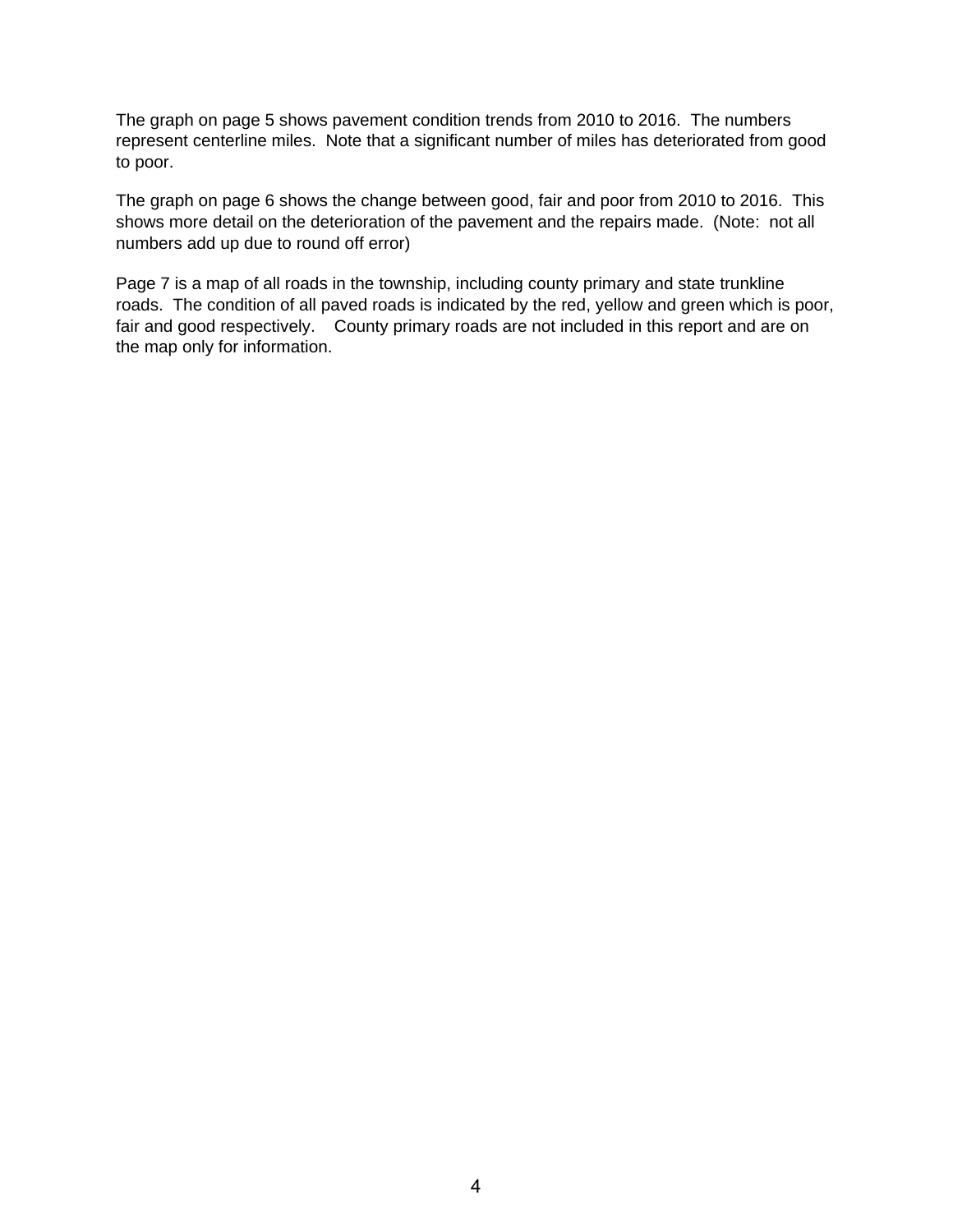The graph on page 5 shows pavement condition trends from 2010 to 2016. The numbers represent centerline miles. Note that a significant number of miles has deteriorated from good to poor.

The graph on page 6 shows the change between good, fair and poor from 2010 to 2016. This shows more detail on the deterioration of the pavement and the repairs made. (Note: not all numbers add up due to round off error)

Page 7 is a map of all roads in the township, including county primary and state trunkline roads. The condition of all paved roads is indicated by the red, yellow and green which is poor, fair and good respectively. County primary roads are not included in this report and are on the map only for information.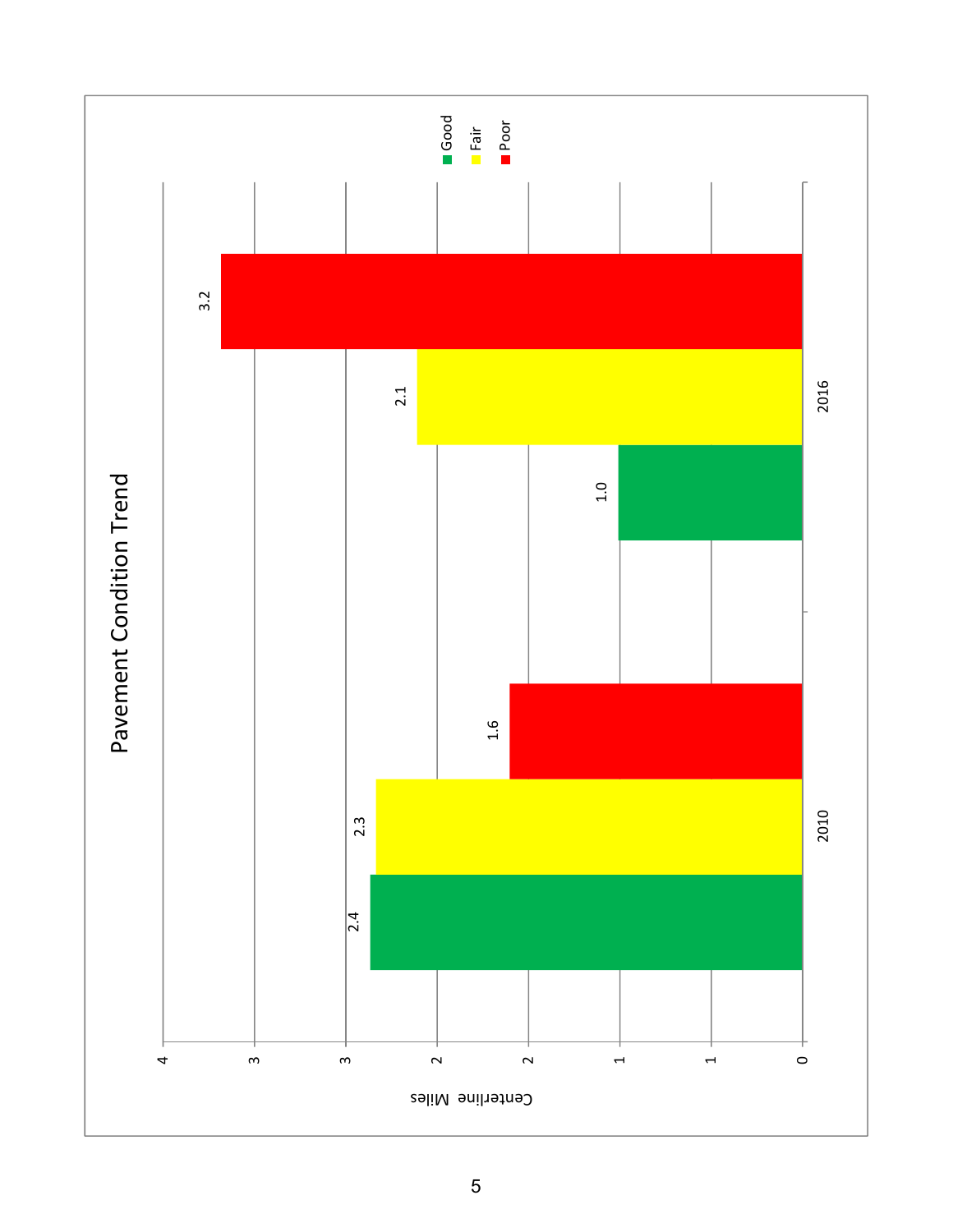## Pavement Condition Trend

| Year | Good | Fair | Poor |
|---|---|---|---|
| 2010 | 2.4 | 2.3 | 1.6 |
| 2016 | 1.0 | 2.1 | 3.2 |

Centerline Miles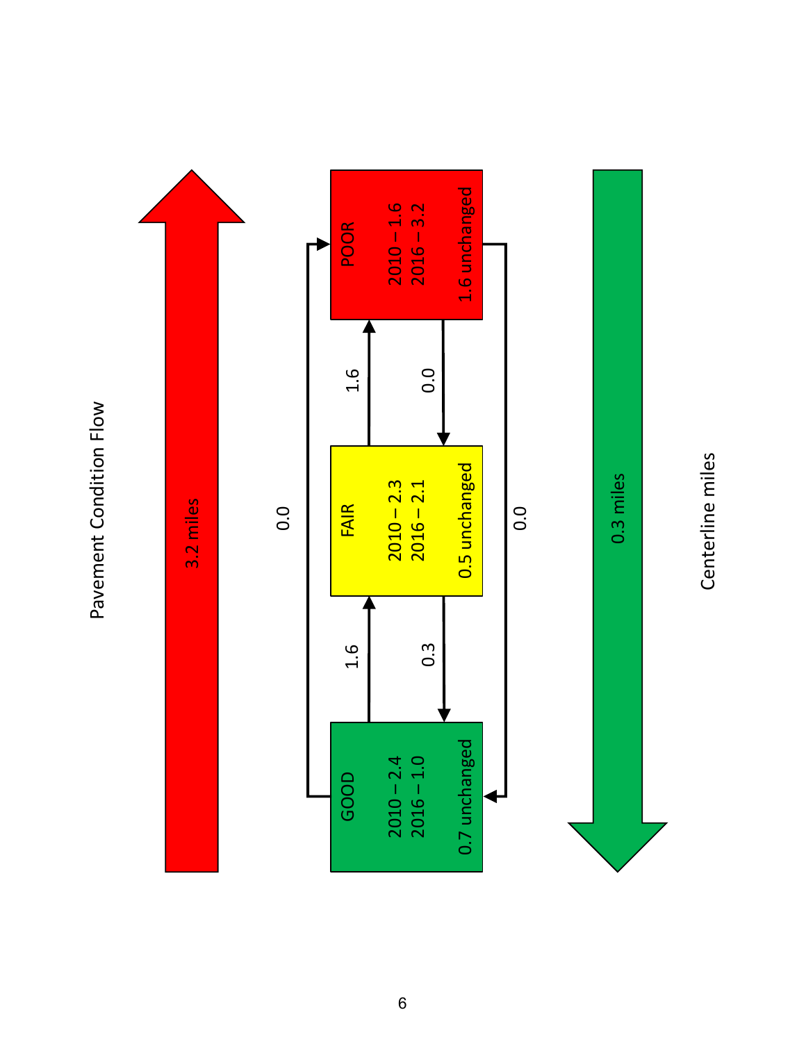# Pavement Condition Flow

| Condition | 2010 | 2016 | Unchanged |
| --- | --- | --- | --- |
| GOOD | 2.4 | 1.0 | 0.7 unchanged |
| FAIR | 2.3 | 2.1 | 0.5 unchanged |
| POOR | 1.6 | 3.2 | 1.6 unchanged |

| From | To | Miles |
| --- | --- | --- |
| GOOD | FAIR | 1.6 |
| FAIR | POOR | 1.6 |
| GOOD | POOR | 0.0 |
| POOR | FAIR | 0.0 |
| FAIR | GOOD | 0.3 |
| POOR | GOOD | 0.0 |

Worsening: 3.2 miles

Improving: 0.3 miles

Centerline miles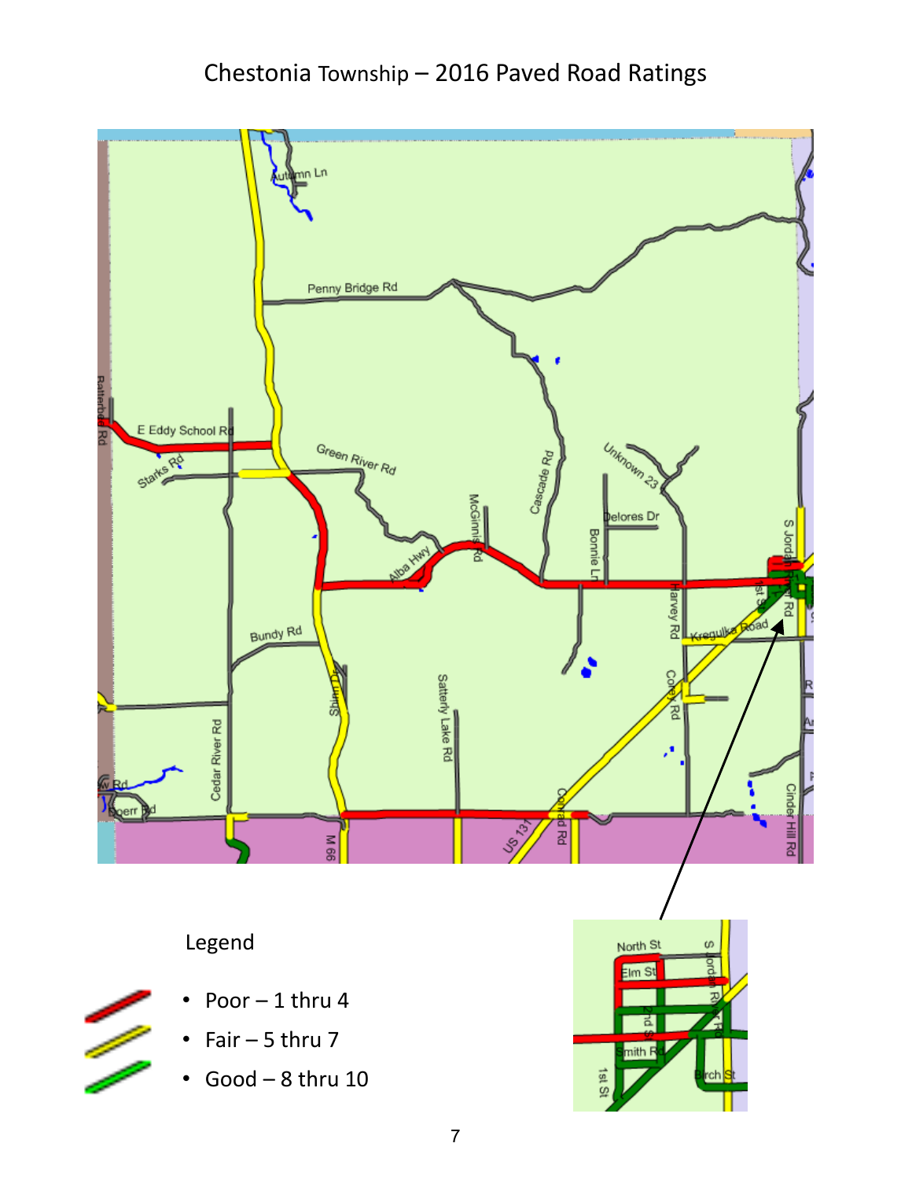# Chestonia Township – 2016 Paved Road Ratings

Autumn Ln
Penny Bridge Rd
Batterbee Rd
E Eddy School Rd
Starks Rd
Green River Rd
Cascade Rd
Unknown 23
McGinnis Rd
Delores Dr
Bonnie Ln
S Jordan River Rd
Alba Hwy
Harvey Rd
1st St
Kregulka Road
Bundy Rd
Corey Rd
Stimson Ln
Satterly Lake Rd
Cedar River Rd
Cinder Hill Rd
Doerr Rd
M 66
US 131
Conrad Rd

North St
Elm St
S Jordan River Rd
2nd St
Smith Rd
1st St
Birch St

Legend

- Poor – 1 thru 4
- Fair – 5 thru 7
- Good – 8 thru 10